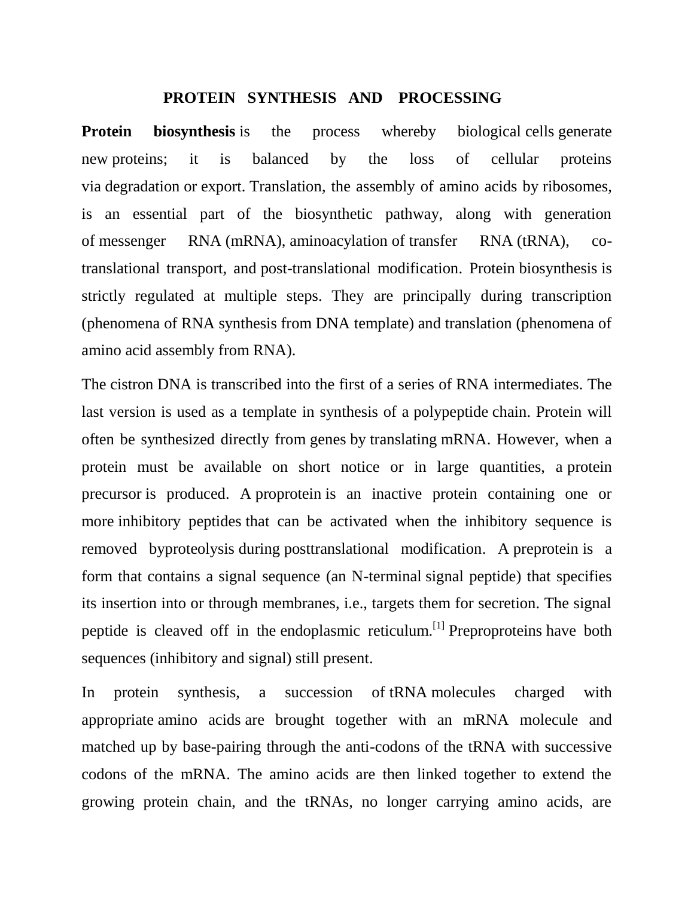# PROTEIN SYNTHESIS AND PROCESSING

**Protein biosynthesis** is the process whereby biological cells generate new proteins; it is balanced by the loss of cellular proteins via degradation or export. Translation, the assembly of amino acids by ribosomes, is an essential part of the biosynthetic pathway, along with generation of messenger RNA (mRNA), aminoacylation of transfer RNA (tRNA), co-translational transport, and post-translational modification. Protein biosynthesis is strictly regulated at multiple steps. They are principally during transcription (phenomena of RNA synthesis from DNA template) and translation (phenomena of amino acid assembly from RNA).

The cistron DNA is transcribed into the first of a series of RNA intermediates. The last version is used as a template in synthesis of a polypeptide chain. Protein will often be synthesized directly from genes by translating mRNA. However, when a protein must be available on short notice or in large quantities, a protein precursor is produced. A proprotein is an inactive protein containing one or more inhibitory peptides that can be activated when the inhibitory sequence is removed byproteolysis during posttranslational modification. A preprotein is a form that contains a signal sequence (an N-terminal signal peptide) that specifies its insertion into or through membranes, i.e., targets them for secretion. The signal peptide is cleaved off in the endoplasmic reticulum.[1] Preproproteins have both sequences (inhibitory and signal) still present.

In protein synthesis, a succession of tRNA molecules charged with appropriate amino acids are brought together with an mRNA molecule and matched up by base-pairing through the anti-codons of the tRNA with successive codons of the mRNA. The amino acids are then linked together to extend the growing protein chain, and the tRNAs, no longer carrying amino acids, are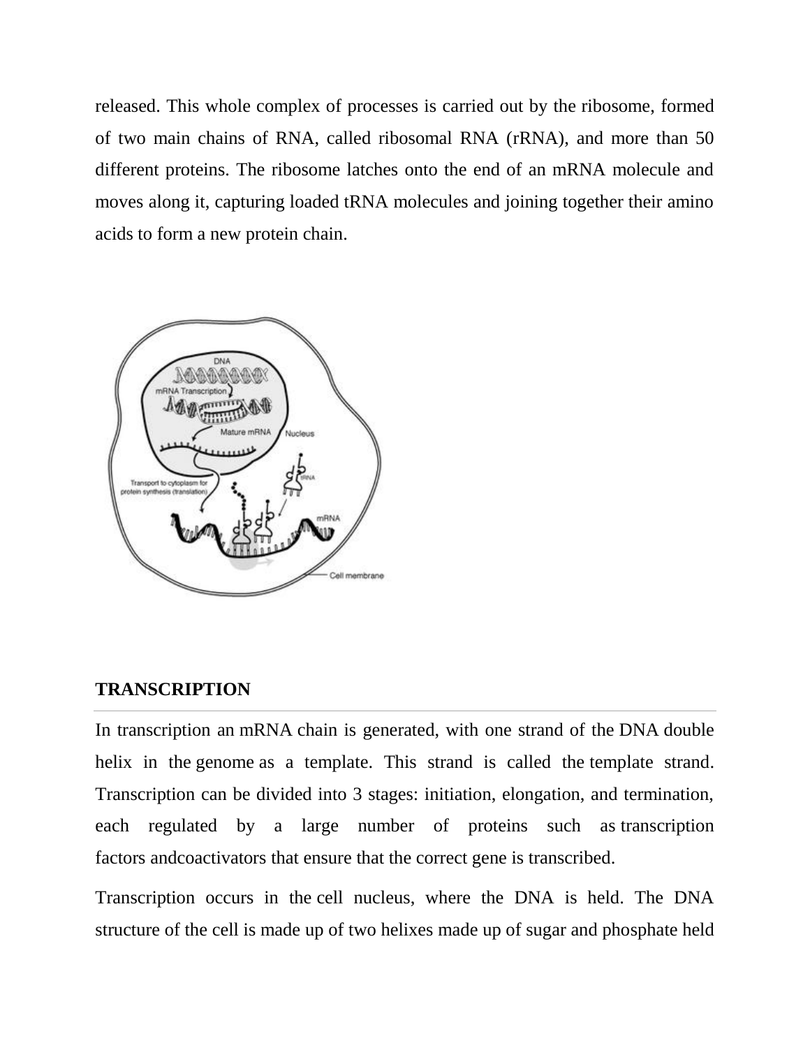released. This whole complex of processes is carried out by the ribosome, formed of two main chains of RNA, called ribosomal RNA (rRNA), and more than 50 different proteins. The ribosome latches onto the end of an mRNA molecule and moves along it, capturing loaded tRNA molecules and joining together their amino acids to form a new protein chain.

**TRANSCRIPTION**

In transcription an mRNA chain is generated, with one strand of the DNA double helix in the genome as a template. This strand is called the template strand. Transcription can be divided into 3 stages: initiation, elongation, and termination, each regulated by a large number of proteins such as transcription factors andcoactivators that ensure that the correct gene is transcribed.

Transcription occurs in the cell nucleus, where the DNA is held. The DNA structure of the cell is made up of two helixes made up of sugar and phosphate held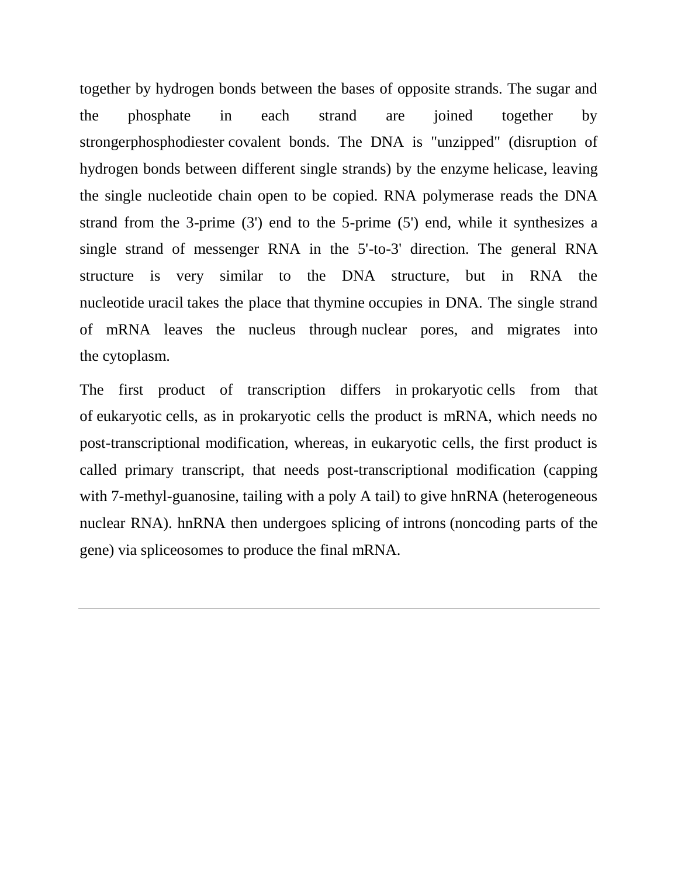together by hydrogen bonds between the bases of opposite strands. The sugar and the phosphate in each strand are joined together by strongerphosphodiester covalent bonds. The DNA is "unzipped" (disruption of hydrogen bonds between different single strands) by the enzyme helicase, leaving the single nucleotide chain open to be copied. RNA polymerase reads the DNA strand from the 3-prime (3') end to the 5-prime (5') end, while it synthesizes a single strand of messenger RNA in the 5'-to-3' direction. The general RNA structure is very similar to the DNA structure, but in RNA the nucleotide uracil takes the place that thymine occupies in DNA. The single strand of mRNA leaves the nucleus through nuclear pores, and migrates into the cytoplasm.

The first product of transcription differs in prokaryotic cells from that of eukaryotic cells, as in prokaryotic cells the product is mRNA, which needs no post-transcriptional modification, whereas, in eukaryotic cells, the first product is called primary transcript, that needs post-transcriptional modification (capping with 7-methyl-guanosine, tailing with a poly A tail) to give hnRNA (heterogeneous nuclear RNA). hnRNA then undergoes splicing of introns (noncoding parts of the gene) via spliceosomes to produce the final mRNA.

---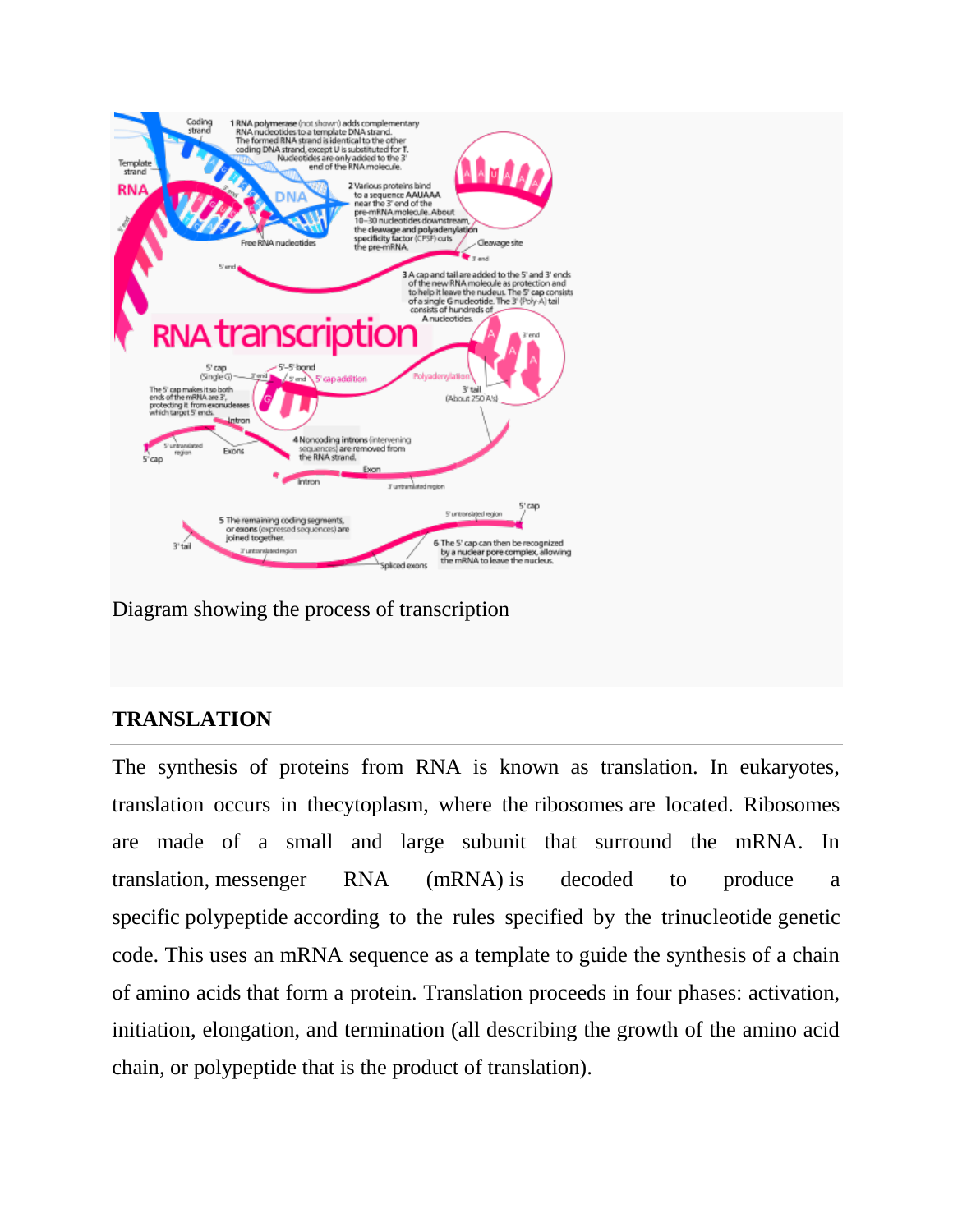Diagram showing the process of transcription

### TRANSLATION

The synthesis of proteins from RNA is known as translation. In eukaryotes, translation occurs in thecytoplasm, where the ribosomes are located. Ribosomes are made of a small and large subunit that surround the mRNA. In translation, messenger RNA (mRNA) is decoded to produce a specific polypeptide according to the rules specified by the trinucleotide genetic code. This uses an mRNA sequence as a template to guide the synthesis of a chain of amino acids that form a protein. Translation proceeds in four phases: activation, initiation, elongation, and termination (all describing the growth of the amino acid chain, or polypeptide that is the product of translation).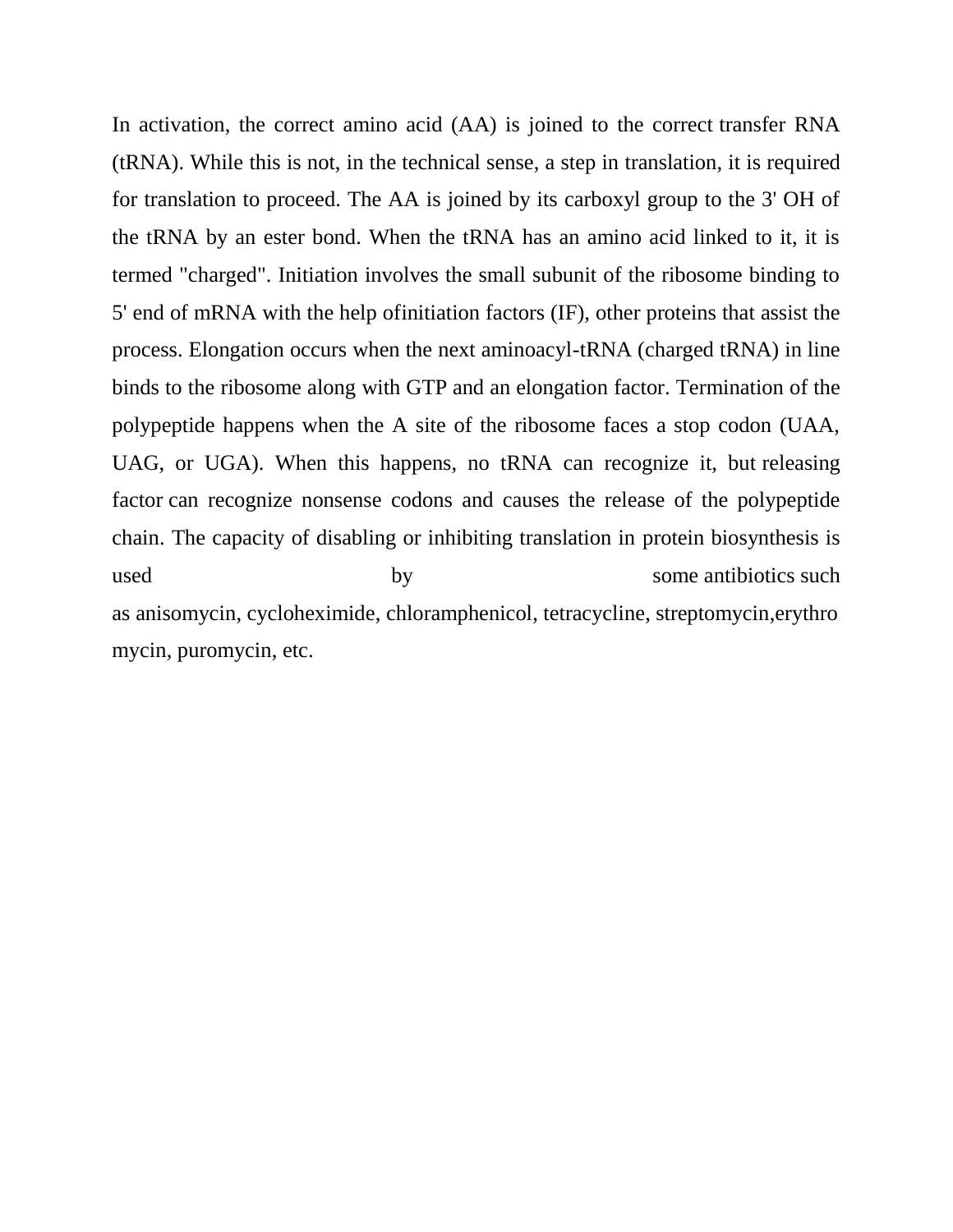In activation, the correct amino acid (AA) is joined to the correct transfer RNA (tRNA). While this is not, in the technical sense, a step in translation, it is required for translation to proceed. The AA is joined by its carboxyl group to the 3' OH of the tRNA by an ester bond. When the tRNA has an amino acid linked to it, it is termed "charged". Initiation involves the small subunit of the ribosome binding to 5' end of mRNA with the help ofinitiation factors (IF), other proteins that assist the process. Elongation occurs when the next aminoacyl-tRNA (charged tRNA) in line binds to the ribosome along with GTP and an elongation factor. Termination of the polypeptide happens when the A site of the ribosome faces a stop codon (UAA, UAG, or UGA). When this happens, no tRNA can recognize it, but releasing factor can recognize nonsense codons and causes the release of the polypeptide chain. The capacity of disabling or inhibiting translation in protein biosynthesis is used by some antibiotics such as anisomycin, cycloheximide, chloramphenicol, tetracycline, streptomycin,erythromycin, puromycin, etc.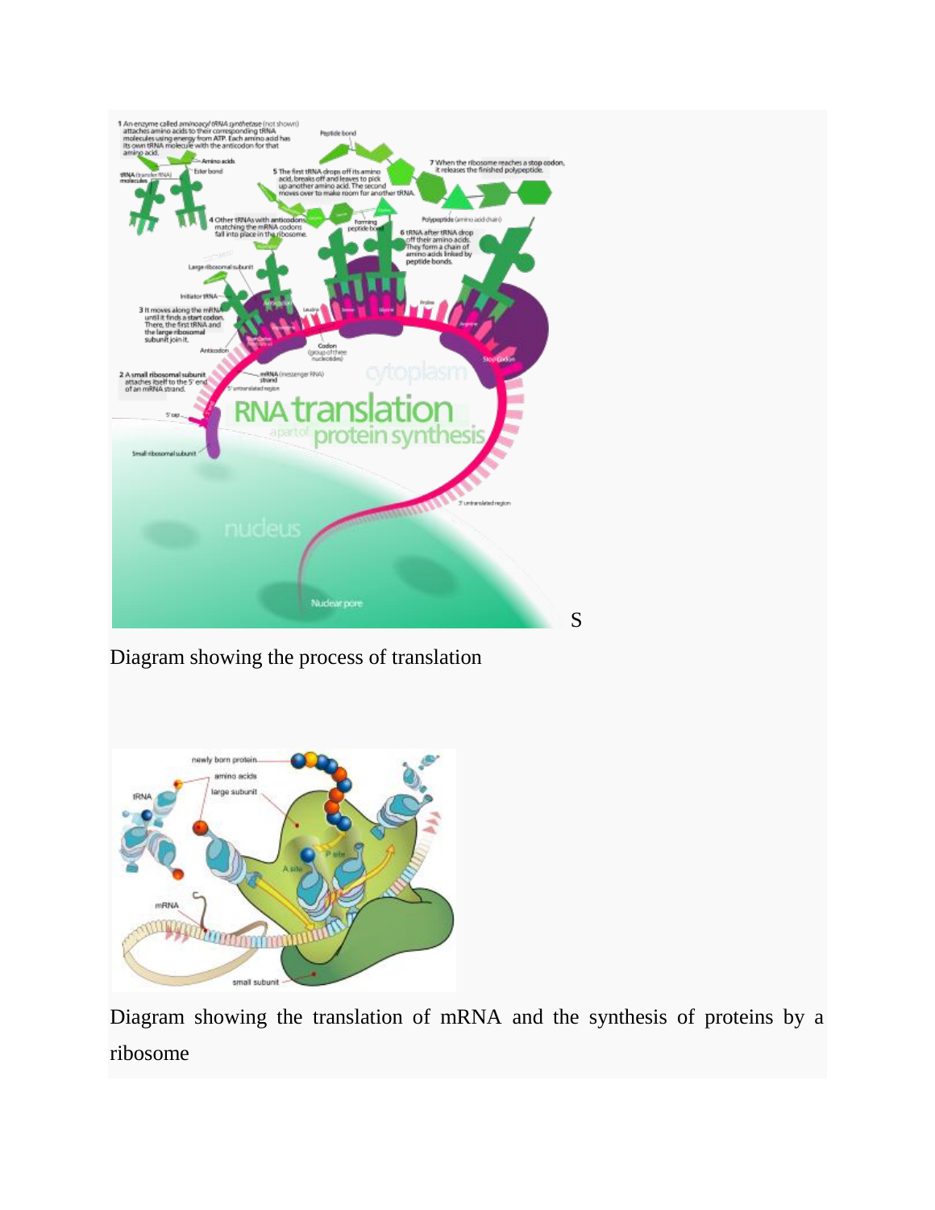S

Diagram showing the process of translation

Diagram showing the translation of mRNA and the synthesis of proteins by a ribosome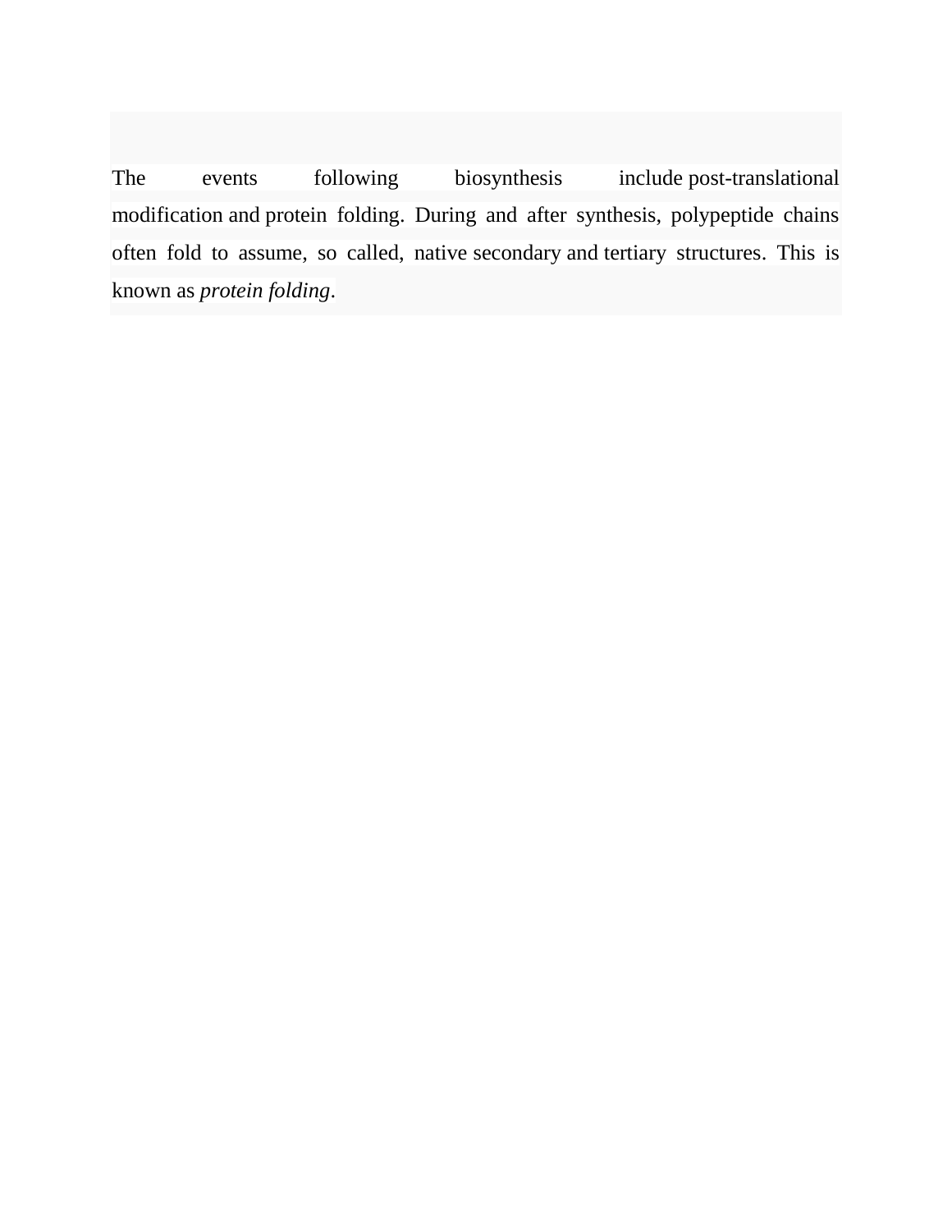The events following biosynthesis include post-translational modification and protein folding. During and after synthesis, polypeptide chains often fold to assume, so called, native secondary and tertiary structures. This is known as *protein folding*.